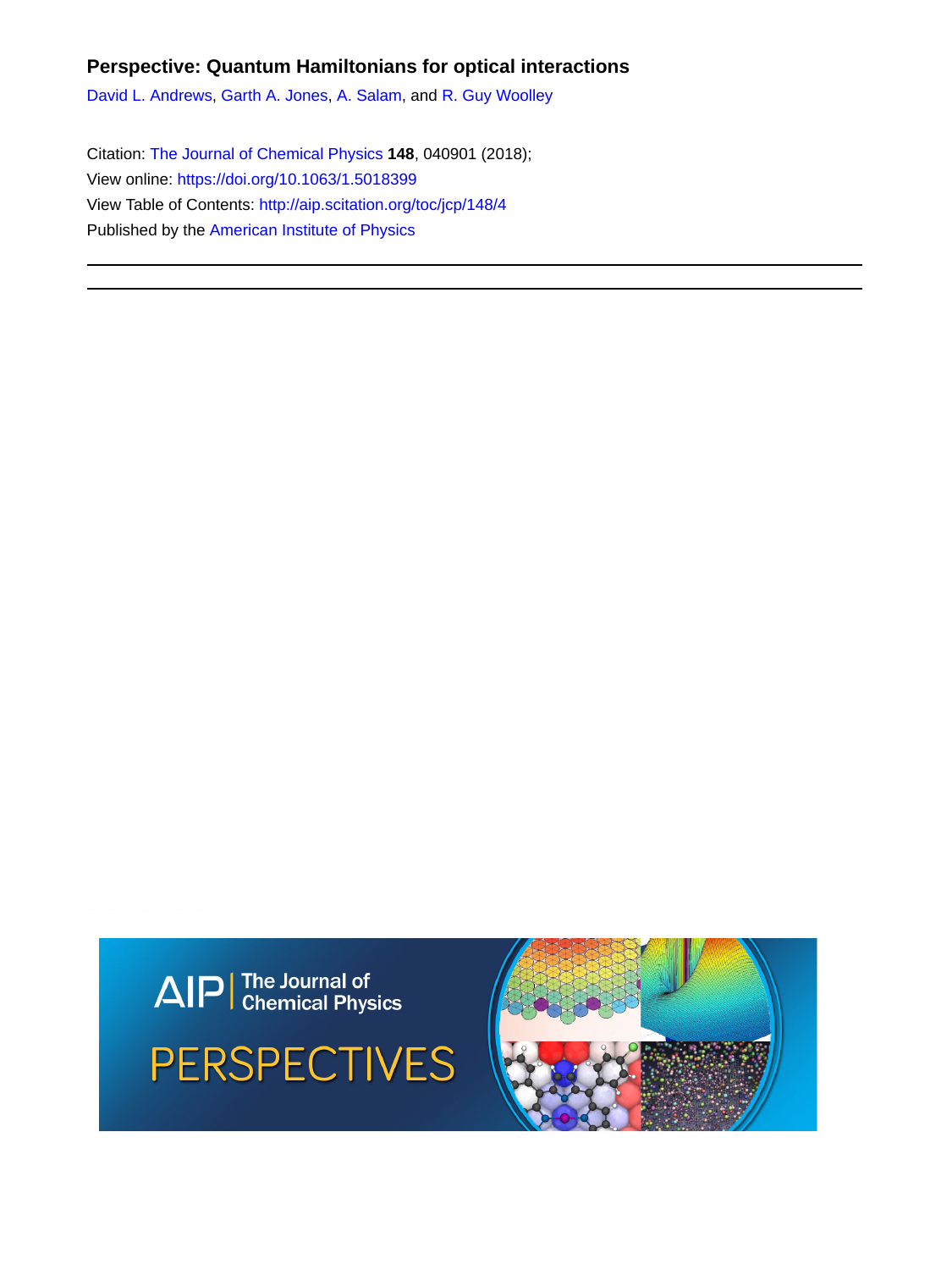**Perspective: Quantum Hamiltonians for optical interactions**

David L. Andrews, Garth A. Jones, A. Salam, and R. Guy Woolley

Citation: The Journal of Chemical Physics **148**, 040901 (2018);
View online: https://doi.org/10.1063/1.5018399
View Table of Contents: http://aip.scitation.org/toc/jcp/148/4
Published by the American Institute of Physics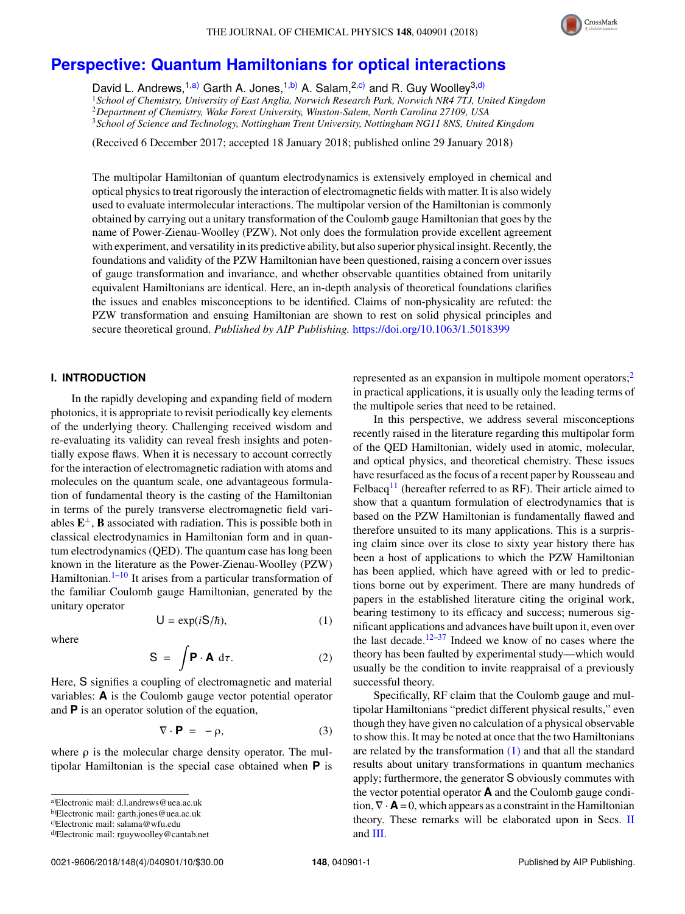# Perspective: Quantum Hamiltonians for optical interactions

David L. Andrews,[1,a)] Garth A. Jones,[1,b)] A. Salam,[2,c)] and R. Guy Woolley[3,d)]

[1]*School of Chemistry, University of East Anglia, Norwich Research Park, Norwich NR4 7TJ, United Kingdom*
[2]*Department of Chemistry, Wake Forest University, Winston-Salem, North Carolina 27109, USA*
[3]*School of Science and Technology, Nottingham Trent University, Nottingham NG11 8NS, United Kingdom*

(Received 6 December 2017; accepted 18 January 2018; published online 29 January 2018)

The multipolar Hamiltonian of quantum electrodynamics is extensively employed in chemical and optical physics to treat rigorously the interaction of electromagnetic fields with matter. It is also widely used to evaluate intermolecular interactions. The multipolar version of the Hamiltonian is commonly obtained by carrying out a unitary transformation of the Coulomb gauge Hamiltonian that goes by the name of Power-Zienau-Woolley (PZW). Not only does the formulation provide excellent agreement with experiment, and versatility in its predictive ability, but also superior physical insight. Recently, the foundations and validity of the PZW Hamiltonian have been questioned, raising a concern over issues of gauge transformation and invariance, and whether observable quantities obtained from unitarily equivalent Hamiltonians are identical. Here, an in-depth analysis of theoretical foundations clarifies the issues and enables misconceptions to be identified. Claims of non-physicality are refuted: the PZW transformation and ensuing Hamiltonian are shown to rest on solid physical principles and secure theoretical ground. *Published by AIP Publishing.* https://doi.org/10.1063/1.5018399

## I. INTRODUCTION

In the rapidly developing and expanding field of modern photonics, it is appropriate to revisit periodically key elements of the underlying theory. Challenging received wisdom and re-evaluating its validity can reveal fresh insights and potentially expose flaws. When it is necessary to account correctly for the interaction of electromagnetic radiation with atoms and molecules on the quantum scale, one advantageous formulation of fundamental theory is the casting of the Hamiltonian in terms of the purely transverse electromagnetic field variables $\mathbf{E}^{\perp}$, $\mathbf{B}$ associated with radiation. This is possible both in classical electrodynamics in Hamiltonian form and in quantum electrodynamics (QED). The quantum case has long been known in the literature as the Power-Zienau-Woolley (PZW) Hamiltonian.[1–10] It arises from a particular transformation of the familiar Coulomb gauge Hamiltonian, generated by the unitary operator

$$\mathsf{U} = \exp(i\mathsf{S}/\hbar), \tag{1}$$

where

$$\mathsf{S} = \int \mathbf{P}\cdot\mathbf{A}\; d\tau. \tag{2}$$

Here, $\mathsf{S}$ signifies a coupling of electromagnetic and material variables: $\mathbf{A}$ is the Coulomb gauge vector potential operator and $\mathbf{P}$ is an operator solution of the equation,

$$\nabla\cdot\mathbf{P} = -\rho, \tag{3}$$

where $\rho$ is the molecular charge density operator. The multipolar Hamiltonian is the special case obtained when $\mathbf{P}$ is represented as an expansion in multipole moment operators;[2] in practical applications, it is usually only the leading terms of the multipole series that need to be retained.

In this perspective, we address several misconceptions recently raised in the literature regarding this multipolar form of the QED Hamiltonian, widely used in atomic, molecular, and optical physics, and theoretical chemistry. These issues have resurfaced as the focus of a recent paper by Rousseau and Felbacq[11] (hereafter referred to as RF). Their article aimed to show that a quantum formulation of electrodynamics that is based on the PZW Hamiltonian is fundamentally flawed and therefore unsuited to its many applications. This is a surprising claim since over its close to sixty year history there has been a host of applications to which the PZW Hamiltonian has been applied, which have agreed with or led to predictions borne out by experiment. There are many hundreds of papers in the established literature citing the original work, bearing testimony to its efficacy and success; numerous significant applications and advances have built upon it, even over the last decade.[12–37] Indeed we know of no cases where the theory has been faulted by experimental study—which would usually be the condition to invite reappraisal of a previously successful theory.

Specifically, RF claim that the Coulomb gauge and multipolar Hamiltonians "predict different physical results," even though they have given no calculation of a physical observable to show this. It may be noted at once that the two Hamiltonians are related by the transformation (1) and that all the standard results about unitary transformations in quantum mechanics apply; furthermore, the generator $\mathsf{S}$ obviously commutes with the vector potential operator $\mathbf{A}$ and the Coulomb gauge condition, $\nabla\cdot\mathbf{A} = 0$, which appears as a constraint in the Hamiltonian theory. These remarks will be elaborated upon in Secs. II and III.

---

a)Electronic mail: d.l.andrews@uea.ac.uk
b)Electronic mail: garth.jones@uea.ac.uk
c)Electronic mail: salama@wfu.edu
d)Electronic mail: rguywoolley@cantab.net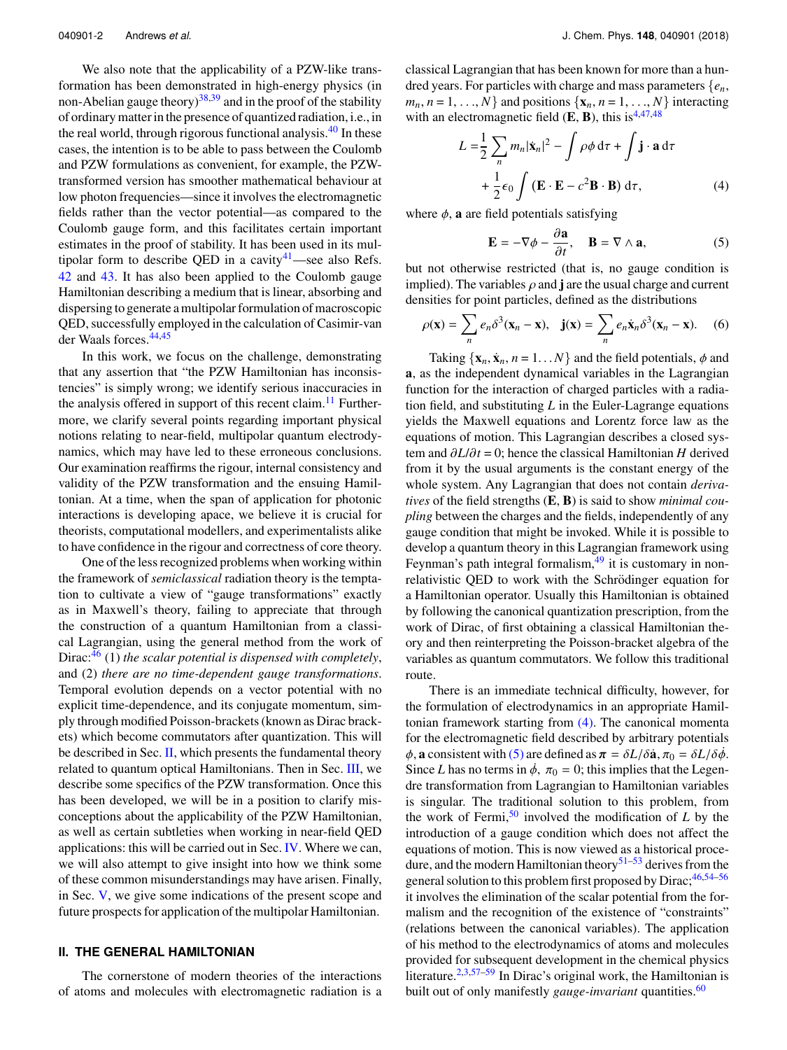We also note that the applicability of a PZW-like transformation has been demonstrated in high-energy physics (in non-Abelian gauge theory)[38,39] and in the proof of the stability of ordinary matter in the presence of quantized radiation, i.e., in the real world, through rigorous functional analysis.[40] In these cases, the intention is to be able to pass between the Coulomb and PZW formulations as convenient, for example, the PZW-transformed version has smoother mathematical behaviour at low photon frequencies—since it involves the electromagnetic fields rather than the vector potential—as compared to the Coulomb gauge form, and this facilitates certain important estimates in the proof of stability. It has been used in its multipolar form to describe QED in a cavity[41]—see also Refs. 42 and 43. It has also been applied to the Coulomb gauge Hamiltonian describing a medium that is linear, absorbing and dispersing to generate a multipolar formulation of macroscopic QED, successfully employed in the calculation of Casimir-van der Waals forces.[44,45]

In this work, we focus on the challenge, demonstrating that any assertion that "the PZW Hamiltonian has inconsistencies" is simply wrong; we identify serious inaccuracies in the analysis offered in support of this recent claim.[11] Furthermore, we clarify several points regarding important physical notions relating to near-field, multipolar quantum electrodynamics, which may have led to these erroneous conclusions. Our examination reaffirms the rigour, internal consistency and validity of the PZW transformation and the ensuing Hamiltonian. At a time, when the span of application for photonic interactions is developing apace, we believe it is crucial for theorists, computational modellers, and experimentalists alike to have confidence in the rigour and correctness of core theory.

One of the less recognized problems when working within the framework of *semiclassical* radiation theory is the temptation to cultivate a view of "gauge transformations" exactly as in Maxwell's theory, failing to appreciate that through the construction of a quantum Hamiltonian from a classical Lagrangian, using the general method from the work of Dirac:[46] (1) *the scalar potential is dispensed with completely*, and (2) *there are no time-dependent gauge transformations*. Temporal evolution depends on a vector potential with no explicit time-dependence, and its conjugate momentum, simply through modified Poisson-brackets (known as Dirac brackets) which become commutators after quantization. This will be described in Sec. II, which presents the fundamental theory related to quantum optical Hamiltonians. Then in Sec. III, we describe some specifics of the PZW transformation. Once this has been developed, we will be in a position to clarify misconceptions about the applicability of the PZW Hamiltonian, as well as certain subtleties when working in near-field QED applications: this will be carried out in Sec. IV. Where we can, we will also attempt to give insight into how we think some of these common misunderstandings may have arisen. Finally, in Sec. V, we give some indications of the present scope and future prospects for application of the multipolar Hamiltonian.

## II. THE GENERAL HAMILTONIAN

The cornerstone of modern theories of the interactions of atoms and molecules with electromagnetic radiation is a classical Lagrangian that has been known for more than a hundred years. For particles with charge and mass parameters $\{e_n, m_n, n = 1, \ldots, N\}$ and positions $\{\mathbf{x}_n, n = 1, \ldots, N\}$ interacting with an electromagnetic field $(\mathbf{E}, \mathbf{B})$, this is[4,47,48]

$$L = \frac{1}{2}\sum_n m_n|\dot{\mathbf{x}}_n|^2 - \int \rho\phi \, d\tau + \int \mathbf{j}\cdot\mathbf{a}\, d\tau + \frac{1}{2}\epsilon_0 \int (\mathbf{E}\cdot\mathbf{E} - c^2\mathbf{B}\cdot\mathbf{B})\, d\tau, \tag{4}$$

where $\phi$, $\mathbf{a}$ are field potentials satisfying

$$\mathbf{E} = -\nabla\phi - \frac{\partial \mathbf{a}}{\partial t}, \quad \mathbf{B} = \nabla \wedge \mathbf{a}, \tag{5}$$

but not otherwise restricted (that is, no gauge condition is implied). The variables $\rho$ and $\mathbf{j}$ are the usual charge and current densities for point particles, defined as the distributions

$$\rho(\mathbf{x}) = \sum_n e_n \delta^3(\mathbf{x}_n - \mathbf{x}), \quad \mathbf{j}(\mathbf{x}) = \sum_n e_n \dot{\mathbf{x}}_n \delta^3(\mathbf{x}_n - \mathbf{x}). \tag{6}$$

Taking $\{\mathbf{x}_n, \dot{\mathbf{x}}_n, n = 1 \ldots N\}$ and the field potentials, $\phi$ and $\mathbf{a}$, as the independent dynamical variables in the Lagrangian function for the interaction of charged particles with a radiation field, and substituting $L$ in the Euler-Lagrange equations yields the Maxwell equations and Lorentz force law as the equations of motion. This Lagrangian describes a closed system and $\partial L/\partial t = 0$; hence the classical Hamiltonian $H$ derived from it by the usual arguments is the constant energy of the whole system. Any Lagrangian that does not contain *derivatives* of the field strengths $(\mathbf{E}, \mathbf{B})$ is said to show *minimal coupling* between the charges and the fields, independently of any gauge condition that might be invoked. While it is possible to develop a quantum theory in this Lagrangian framework using Feynman's path integral formalism,[49] it is customary in non-relativistic QED to work with the Schrödinger equation for a Hamiltonian operator. Usually this Hamiltonian is obtained by following the canonical quantization prescription, from the work of Dirac, of first obtaining a classical Hamiltonian theory and then reinterpreting the Poisson-bracket algebra of the variables as quantum commutators. We follow this traditional route.

There is an immediate technical difficulty, however, for the formulation of electrodynamics in an appropriate Hamiltonian framework starting from (4). The canonical momenta for the electromagnetic field described by arbitrary potentials $\phi, \mathbf{a}$ consistent with (5) are defined as $\boldsymbol{\pi} = \delta L/\delta \dot{\mathbf{a}}, \pi_0 = \delta L/\delta \dot{\phi}$. Since $L$ has no terms in $\dot{\phi}$, $\pi_0 = 0$; this implies that the Legendre transformation from Lagrangian to Hamiltonian variables is singular. The traditional solution to this problem, from the work of Fermi,[50] involved the modification of $L$ by the introduction of a gauge condition which does not affect the equations of motion. This is now viewed as a historical procedure, and the modern Hamiltonian theory[51–53] derives from the general solution to this problem first proposed by Dirac;[46,54–56] it involves the elimination of the scalar potential from the formalism and the recognition of the existence of "constraints" (relations between the canonical variables). The application of his method to the electrodynamics of atoms and molecules provided for subsequent development in the chemical physics literature.[2,3,57–59] In Dirac's original work, the Hamiltonian is built out of only manifestly *gauge-invariant* quantities.[60]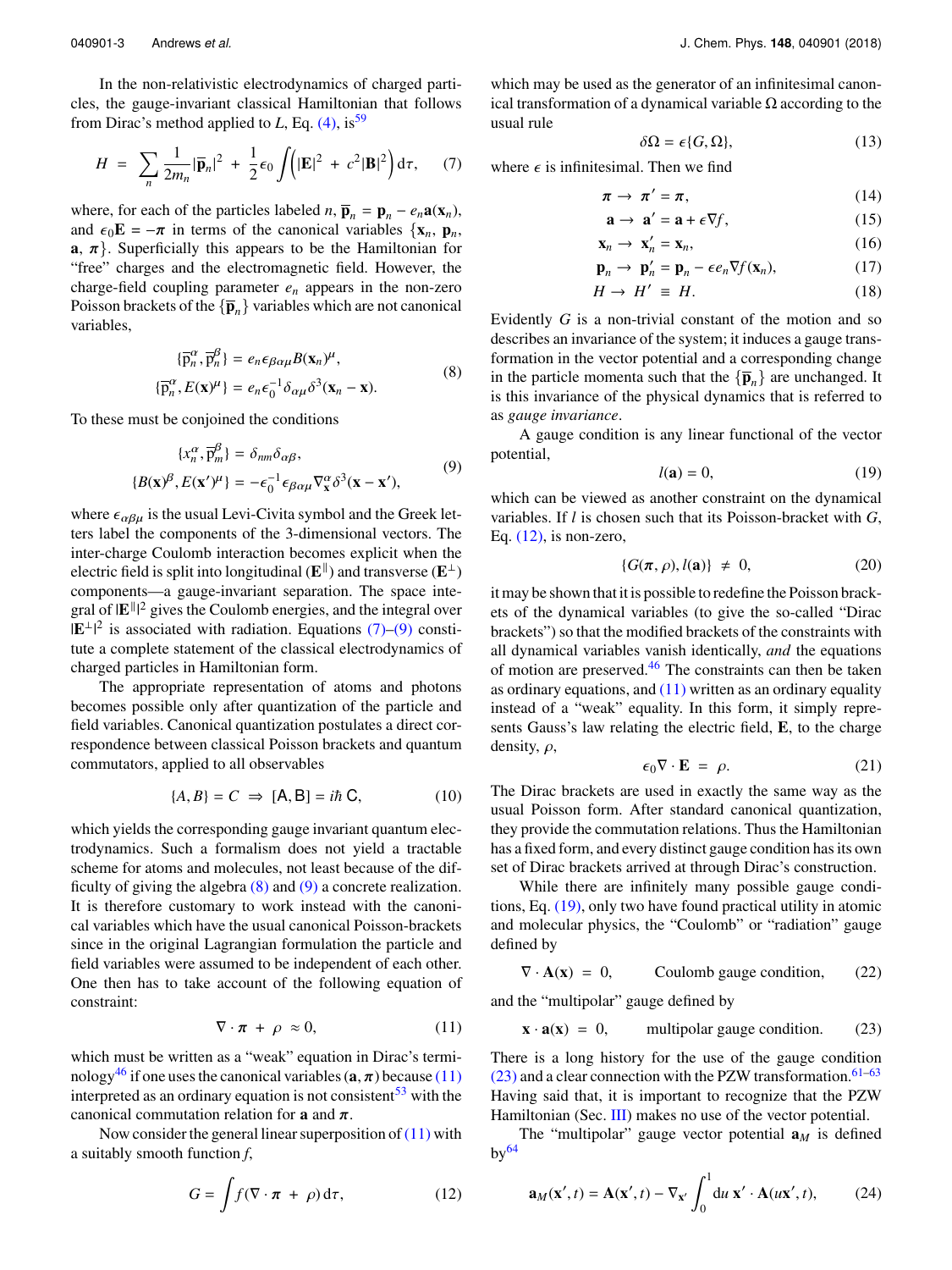In the non-relativistic electrodynamics of charged particles, the gauge-invariant classical Hamiltonian that follows from Dirac's method applied to $L$, Eq. (4), is[59]

$$H = \sum_n \frac{1}{2m_n}|\overline{\mathbf{p}}_n|^2 + \frac{1}{2}\epsilon_0 \int \left(|\mathbf{E}|^2 + c^2|\mathbf{B}|^2\right) \mathrm{d}\tau, \tag{7}$$

where, for each of the particles labeled $n$, $\overline{\mathbf{p}}_n = \mathbf{p}_n - e_n\mathbf{a}(\mathbf{x}_n)$, and $\epsilon_0\mathbf{E} = -\boldsymbol{\pi}$ in terms of the canonical variables $\{\mathbf{x}_n, \mathbf{p}_n, \mathbf{a}, \boldsymbol{\pi}\}$. Superficially this appears to be the Hamiltonian for "free" charges and the electromagnetic field. However, the charge-field coupling parameter $e_n$ appears in the non-zero Poisson brackets of the $\{\overline{\mathbf{p}}_n\}$ variables which are not canonical variables,

$$\begin{aligned}
\{\overline{\mathrm{p}}_n^{\alpha}, \overline{\mathrm{p}}_n^{\beta}\} &= e_n \epsilon_{\beta\alpha\mu} B(\mathbf{x}_n)^{\mu}, \\
\{\overline{\mathrm{p}}_n^{\alpha}, E(\mathbf{x})^{\mu}\} &= e_n \epsilon_0^{-1} \delta_{\alpha\mu} \delta^3(\mathbf{x}_n - \mathbf{x}).
\end{aligned} \tag{8}$$

To these must be conjoined the conditions

$$\begin{aligned}
\{x_n^{\alpha}, \overline{\mathrm{p}}_m^{\beta}\} &= \delta_{nm}\delta_{\alpha\beta}, \\
\{B(\mathbf{x})^{\beta}, E(\mathbf{x}')^{\mu}\} &= -\epsilon_0^{-1}\epsilon_{\beta\alpha\mu}\nabla_{\mathbf{x}}^{\alpha}\delta^3(\mathbf{x} - \mathbf{x}'),
\end{aligned} \tag{9}$$

where $\epsilon_{\alpha\beta\mu}$ is the usual Levi-Civita symbol and the Greek letters label the components of the 3-dimensional vectors. The inter-charge Coulomb interaction becomes explicit when the electric field is split into longitudinal ($\mathbf{E}^{\parallel}$) and transverse ($\mathbf{E}^{\perp}$) components—a gauge-invariant separation. The space integral of $|\mathbf{E}^{\parallel}|^2$ gives the Coulomb energies, and the integral over $|\mathbf{E}^{\perp}|^2$ is associated with radiation. Equations (7)–(9) constitute a complete statement of the classical electrodynamics of charged particles in Hamiltonian form.

The appropriate representation of atoms and photons becomes possible only after quantization of the particle and field variables. Canonical quantization postulates a direct correspondence between classical Poisson brackets and quantum commutators, applied to all observables

$$\{A, B\} = C \;\Rightarrow\; [\mathsf{A}, \mathsf{B}] = i\hbar\,\mathsf{C}, \tag{10}$$

which yields the corresponding gauge invariant quantum electrodynamics. Such a formalism does not yield a tractable scheme for atoms and molecules, not least because of the difficulty of giving the algebra (8) and (9) a concrete realization. It is therefore customary to work instead with the canonical variables which have the usual canonical Poisson-brackets since in the original Lagrangian formulation the particle and field variables were assumed to be independent of each other. One then has to take account of the following equation of constraint:

$$\nabla \cdot \boldsymbol{\pi} + \rho \approx 0, \tag{11}$$

which must be written as a "weak" equation in Dirac's terminology[46] if one uses the canonical variables $(\mathbf{a}, \boldsymbol{\pi})$ because (11) interpreted as an ordinary equation is not consistent[53] with the canonical commutation relation for $\mathbf{a}$ and $\boldsymbol{\pi}$.

Now consider the general linear superposition of (11) with a suitably smooth function $f$,

$$G = \int f(\nabla \cdot \boldsymbol{\pi} + \rho)\,\mathrm{d}\tau, \tag{12}$$

which may be used as the generator of an infinitesimal canonical transformation of a dynamical variable $\Omega$ according to the usual rule

$$\delta\Omega = \epsilon\{G, \Omega\}, \tag{13}$$

where $\epsilon$ is infinitesimal. Then we find

$$\begin{aligned}
\boldsymbol{\pi} &\to \boldsymbol{\pi}' = \boldsymbol{\pi}, && (14)\\
\mathbf{a} &\to \mathbf{a}' = \mathbf{a} + \epsilon\nabla f, && (15)\\
\mathbf{x}_n &\to \mathbf{x}_n' = \mathbf{x}_n, && (16)\\
\mathbf{p}_n &\to \mathbf{p}_n' = \mathbf{p}_n - \epsilon e_n \nabla f(\mathbf{x}_n), && (17)\\
H &\to H' \equiv H. && (18)
\end{aligned}$$

Evidently $G$ is a non-trivial constant of the motion and so describes an invariance of the system; it induces a gauge transformation in the vector potential and a corresponding change in the particle momenta such that the $\{\overline{\mathbf{p}}_n\}$ are unchanged. It is this invariance of the physical dynamics that is referred to as *gauge invariance*.

A gauge condition is any linear functional of the vector potential,

$$l(\mathbf{a}) = 0, \tag{19}$$

which can be viewed as another constraint on the dynamical variables. If $l$ is chosen such that its Poisson-bracket with $G$, Eq. (12), is non-zero,

$$\{G(\boldsymbol{\pi}, \rho), l(\mathbf{a})\} \neq 0, \tag{20}$$

it may be shown that it is possible to redefine the Poisson brackets of the dynamical variables (to give the so-called "Dirac brackets") so that the modified brackets of the constraints with all dynamical variables vanish identically, *and* the equations of motion are preserved.[46] The constraints can then be taken as ordinary equations, and (11) written as an ordinary equality instead of a "weak" equality. In this form, it simply represents Gauss's law relating the electric field, $\mathbf{E}$, to the charge density, $\rho$,

$$\epsilon_0 \nabla \cdot \mathbf{E} = \rho. \tag{21}$$

The Dirac brackets are used in exactly the same way as the usual Poisson form. After standard canonical quantization, they provide the commutation relations. Thus the Hamiltonian has a fixed form, and every distinct gauge condition has its own set of Dirac brackets arrived at through Dirac's construction.

While there are infinitely many possible gauge conditions, Eq. (19), only two have found practical utility in atomic and molecular physics, the "Coulomb" or "radiation" gauge defined by

$$\nabla \cdot \mathbf{A}(\mathbf{x}) = 0, \qquad \text{Coulomb gauge condition}, \tag{22}$$

and the "multipolar" gauge defined by

$$\mathbf{x} \cdot \mathbf{a}(\mathbf{x}) = 0, \qquad \text{multipolar gauge condition}. \tag{23}$$

There is a long history for the use of the gauge condition (23) and a clear connection with the PZW transformation.[61–63] Having said that, it is important to recognize that the PZW Hamiltonian (Sec. III) makes no use of the vector potential.

The "multipolar" gauge vector potential $\mathbf{a}_M$ is defined by[64]

$$\mathbf{a}_M(\mathbf{x}', t) = \mathbf{A}(\mathbf{x}', t) - \nabla_{\mathbf{x}'} \int_0^1 \mathrm{d}u\, \mathbf{x}' \cdot \mathbf{A}(u\mathbf{x}', t), \tag{24}$$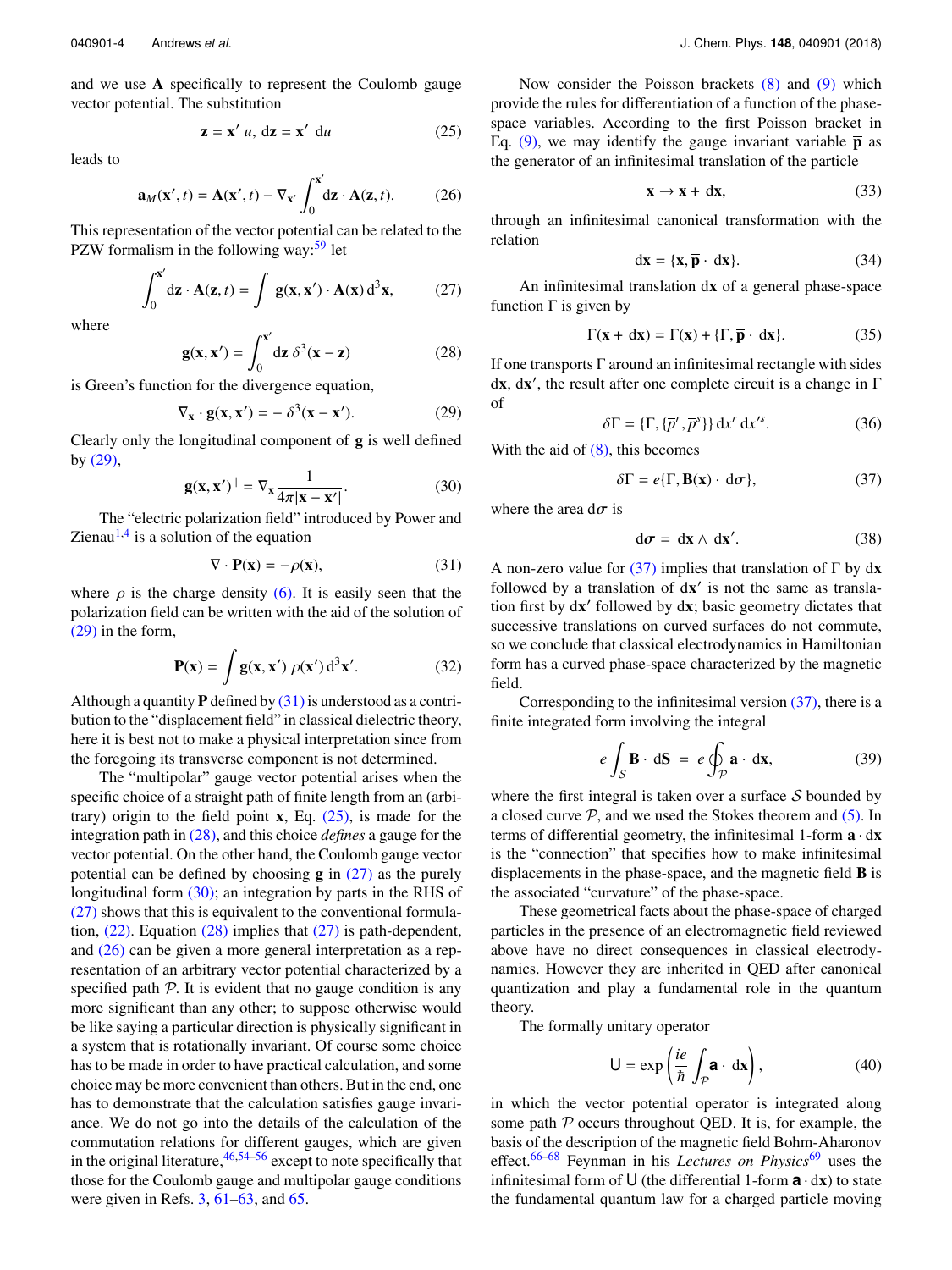and we use $\mathbf{A}$ specifically to represent the Coulomb gauge vector potential. The substitution

$$\mathbf{z} = \mathbf{x}'\, u, \; \mathrm{d}\mathbf{z} = \mathbf{x}'\; \mathrm{d}u \tag{25}$$

leads to

$$\mathbf{a}_M(\mathbf{x}', t) = \mathbf{A}(\mathbf{x}', t) - \nabla_{\mathbf{x}'} \int_0^{\mathbf{x}'} \mathrm{d}\mathbf{z} \cdot \mathbf{A}(\mathbf{z}, t). \tag{26}$$

This representation of the vector potential can be related to the PZW formalism in the following way:[59] let

$$\int_0^{\mathbf{x}'} \mathrm{d}\mathbf{z} \cdot \mathbf{A}(\mathbf{z}, t) = \int \mathbf{g}(\mathbf{x}, \mathbf{x}') \cdot \mathbf{A}(\mathbf{x})\, \mathrm{d}^3\mathbf{x}, \tag{27}$$

where

$$\mathbf{g}(\mathbf{x}, \mathbf{x}') = \int_0^{\mathbf{x}'} \mathrm{d}\mathbf{z}\; \delta^3(\mathbf{x} - \mathbf{z}) \tag{28}$$

is Green's function for the divergence equation,

$$\nabla_{\mathbf{x}} \cdot \mathbf{g}(\mathbf{x}, \mathbf{x}') = -\,\delta^3(\mathbf{x} - \mathbf{x}'). \tag{29}$$

Clearly only the longitudinal component of $\mathbf{g}$ is well defined by (29),

$$\mathbf{g}(\mathbf{x}, \mathbf{x}')^{\parallel} = \nabla_{\mathbf{x}} \frac{1}{4\pi|\mathbf{x} - \mathbf{x}'|}. \tag{30}$$

The "electric polarization field" introduced by Power and Zienau[1,4] is a solution of the equation

$$\nabla \cdot \mathbf{P}(\mathbf{x}) = -\rho(\mathbf{x}), \tag{31}$$

where $\rho$ is the charge density (6). It is easily seen that the polarization field can be written with the aid of the solution of (29) in the form,

$$\mathbf{P}(\mathbf{x}) = \int \mathbf{g}(\mathbf{x}, \mathbf{x}')\; \rho(\mathbf{x}')\, \mathrm{d}^3\mathbf{x}'. \tag{32}$$

Although a quantity $\mathbf{P}$ defined by (31) is understood as a contribution to the "displacement field" in classical dielectric theory, here it is best not to make a physical interpretation since from the foregoing its transverse component is not determined.

The "multipolar" gauge vector potential arises when the specific choice of a straight path of finite length from an (arbitrary) origin to the field point $\mathbf{x}$, Eq. (25), is made for the integration path in (28), and this choice *defines* a gauge for the vector potential. On the other hand, the Coulomb gauge vector potential can be defined by choosing $\mathbf{g}$ in (27) as the purely longitudinal form (30); an integration by parts in the RHS of (27) shows that this is equivalent to the conventional formulation, (22). Equation (28) implies that (27) is path-dependent, and (26) can be given a more general interpretation as a representation of an arbitrary vector potential characterized by a specified path $\mathcal{P}$. It is evident that no gauge condition is any more significant than any other; to suppose otherwise would be like saying a particular direction is physically significant in a system that is rotationally invariant. Of course some choice has to be made in order to have practical calculation, and some choice may be more convenient than others. But in the end, one has to demonstrate that the calculation satisfies gauge invariance. We do not go into the details of the calculation of the commutation relations for different gauges, which are given in the original literature,[46,54–56] except to note specifically that those for the Coulomb gauge and multipolar gauge conditions were given in Refs. 3, 61–63, and 65.

Now consider the Poisson brackets (8) and (9) which provide the rules for differentiation of a function of the phase-space variables. According to the first Poisson bracket in Eq. (9), we may identify the gauge invariant variable $\overline{\mathbf{p}}$ as the generator of an infinitesimal translation of the particle

$$\mathbf{x} \to \mathbf{x} + \mathrm{d}\mathbf{x}, \tag{33}$$

through an infinitesimal canonical transformation with the relation

$$\mathrm{d}\mathbf{x} = \{\mathbf{x}, \overline{\mathbf{p}} \cdot \mathrm{d}\mathbf{x}\}. \tag{34}$$

An infinitesimal translation $\mathrm{d}\mathbf{x}$ of a general phase-space function $\Gamma$ is given by

$$\Gamma(\mathbf{x} + \mathrm{d}\mathbf{x}) = \Gamma(\mathbf{x}) + \{\Gamma, \overline{\mathbf{p}} \cdot \mathrm{d}\mathbf{x}\}. \tag{35}$$

If one transports $\Gamma$ around an infinitesimal rectangle with sides $\mathrm{d}\mathbf{x}$, $\mathrm{d}\mathbf{x}'$, the result after one complete circuit is a change in $\Gamma$ of

$$\delta\Gamma = \{\Gamma, \{\overline{p}^r, \overline{p}^s\}\}\, \mathrm{d}x^r\, \mathrm{d}x'^s. \tag{36}$$

With the aid of (8), this becomes

$$\delta\Gamma = e\{\Gamma, \mathbf{B}(\mathbf{x}) \cdot \mathrm{d}\boldsymbol{\sigma}\}, \tag{37}$$

where the area $\mathrm{d}\boldsymbol{\sigma}$ is

$$\mathrm{d}\boldsymbol{\sigma} = \mathrm{d}\mathbf{x} \wedge \mathrm{d}\mathbf{x}'. \tag{38}$$

A non-zero value for (37) implies that translation of $\Gamma$ by $\mathrm{d}\mathbf{x}$ followed by a translation of $\mathrm{d}\mathbf{x}'$ is not the same as translation first by $\mathrm{d}\mathbf{x}'$ followed by $\mathrm{d}\mathbf{x}$; basic geometry dictates that successive translations on curved surfaces do not commute, so we conclude that classical electrodynamics in Hamiltonian form has a curved phase-space characterized by the magnetic field.

Corresponding to the infinitesimal version (37), there is a finite integrated form involving the integral

$$e \int_{\mathcal{S}} \mathbf{B} \cdot \mathrm{d}\mathbf{S} \;=\; e \oint_{\mathcal{P}} \mathbf{a} \cdot \mathrm{d}\mathbf{x}, \tag{39}$$

where the first integral is taken over a surface $\mathcal{S}$ bounded by a closed curve $\mathcal{P}$, and we used the Stokes theorem and (5). In terms of differential geometry, the infinitesimal 1-form $\mathbf{a} \cdot \mathrm{d}\mathbf{x}$ is the "connection" that specifies how to make infinitesimal displacements in the phase-space, and the magnetic field $\mathbf{B}$ is the associated "curvature" of the phase-space.

These geometrical facts about the phase-space of charged particles in the presence of an electromagnetic field reviewed above have no direct consequences in classical electrodynamics. However they are inherited in QED after canonical quantization and play a fundamental role in the quantum theory.

The formally unitary operator

$$\mathsf{U} = \exp\left(\frac{ie}{\hbar} \int_{\mathcal{P}} \mathbf{a} \cdot \mathrm{d}\mathbf{x}\right), \tag{40}$$

in which the vector potential operator is integrated along some path $\mathcal{P}$ occurs throughout QED. It is, for example, the basis of the description of the magnetic field Bohm-Aharonov effect.[66–68] Feynman in his *Lectures on Physics*[69] uses the infinitesimal form of $\mathsf{U}$ (the differential 1-form $\mathbf{a} \cdot \mathrm{d}\mathbf{x}$) to state the fundamental quantum law for a charged particle moving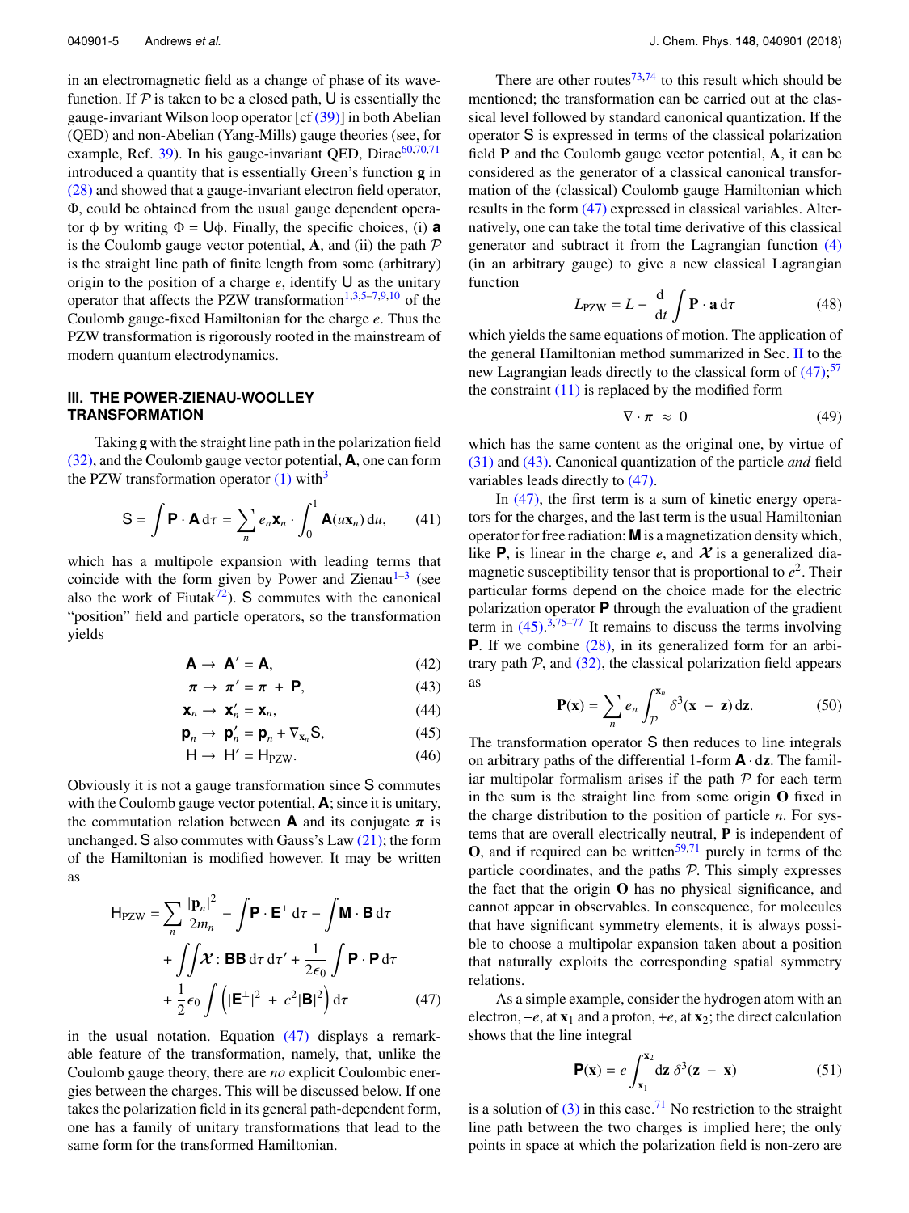in an electromagnetic field as a change of phase of its wavefunction. If $\mathcal{P}$ is taken to be a closed path, $\mathsf{U}$ is essentially the gauge-invariant Wilson loop operator [cf (39)] in both Abelian (QED) and non-Abelian (Yang-Mills) gauge theories (see, for example, Ref. 39). In his gauge-invariant QED, Dirac[60,70,71] introduced a quantity that is essentially Green's function $\mathbf{g}$ in (28) and showed that a gauge-invariant electron field operator, $\Phi$, could be obtained from the usual gauge dependent operator $\phi$ by writing $\Phi = \mathsf{U}\phi$. Finally, the specific choices, (i) $\mathbf{a}$ is the Coulomb gauge vector potential, $\mathbf{A}$, and (ii) the path $\mathcal{P}$ is the straight line path of finite length from some (arbitrary) origin to the position of a charge $e$, identify $\mathsf{U}$ as the unitary operator that affects the PZW transformation[1,3,5–7,9,10] of the Coulomb gauge-fixed Hamiltonian for the charge $e$. Thus the PZW transformation is rigorously rooted in the mainstream of modern quantum electrodynamics.

## III. THE POWER-ZIENAU-WOOLLEY TRANSFORMATION

Taking $\mathbf{g}$ with the straight line path in the polarization field (32), and the Coulomb gauge vector potential, $\mathbf{A}$, one can form the PZW transformation operator (1) with[3]

$$\mathsf{S} = \int \mathbf{P} \cdot \mathbf{A}\, \mathrm{d}\tau = \sum_n e_n \mathbf{x}_n \cdot \int_0^1 \mathbf{A}(u\mathbf{x}_n)\, \mathrm{d}u, \tag{41}$$

which has a multipole expansion with leading terms that coincide with the form given by Power and Zienau[1–3] (see also the work of Fiutak[72]). $\mathsf{S}$ commutes with the canonical "position" field and particle operators, so the transformation yields

$$\mathbf{A} \rightarrow \mathbf{A}' = \mathbf{A}, \tag{42}$$

$$\boldsymbol{\pi} \rightarrow \boldsymbol{\pi}' = \boldsymbol{\pi} + \mathbf{P}, \tag{43}$$

$$\mathbf{x}_n \rightarrow \mathbf{x}_n' = \mathbf{x}_n, \tag{44}$$

$$\mathbf{p}_n \rightarrow \mathbf{p}_n' = \mathbf{p}_n + \nabla_{\mathbf{x}_n} \mathsf{S}, \tag{45}$$

$$\mathsf{H} \rightarrow \mathsf{H}' = \mathsf{H}_{\mathrm{PZW}}. \tag{46}$$

Obviously it is not a gauge transformation since $\mathsf{S}$ commutes with the Coulomb gauge vector potential, $\mathbf{A}$; since it is unitary, the commutation relation between $\mathbf{A}$ and its conjugate $\boldsymbol{\pi}$ is unchanged. $\mathsf{S}$ also commutes with Gauss's Law (21); the form of the Hamiltonian is modified however. It may be written as

$$\begin{aligned}\mathsf{H}_{\mathrm{PZW}} = &\sum_n \frac{|\mathbf{p}_n|^2}{2m_n} - \int \mathbf{P} \cdot \mathbf{E}^{\perp}\, \mathrm{d}\tau - \int \mathbf{M} \cdot \mathbf{B}\, \mathrm{d}\tau \\ &+ \iint \boldsymbol{\mathcal{X}} : \mathbf{B}\mathbf{B}\, \mathrm{d}\tau\, \mathrm{d}\tau' + \frac{1}{2\epsilon_0} \int \mathbf{P} \cdot \mathbf{P}\, \mathrm{d}\tau \\ &+ \frac{1}{2}\epsilon_0 \int \left( |\mathbf{E}^{\perp}|^2 + c^2 |\mathbf{B}|^2 \right) \mathrm{d}\tau \end{aligned} \tag{47}$$

in the usual notation. Equation (47) displays a remarkable feature of the transformation, namely, that, unlike the Coulomb gauge theory, there are *no* explicit Coulombic energies between the charges. This will be discussed below. If one takes the polarization field in its general path-dependent form, one has a family of unitary transformations that lead to the same form for the transformed Hamiltonian.

There are other routes[73,74] to this result which should be mentioned; the transformation can be carried out at the classical level followed by standard canonical quantization. If the operator $\mathsf{S}$ is expressed in terms of the classical polarization field $\mathbf{P}$ and the Coulomb gauge vector potential, $\mathbf{A}$, it can be considered as the generator of a classical canonical transformation of the (classical) Coulomb gauge Hamiltonian which results in the form (47) expressed in classical variables. Alternatively, one can take the total time derivative of this classical generator and subtract it from the Lagrangian function (4) (in an arbitrary gauge) to give a new classical Lagrangian function

$$L_{\mathrm{PZW}} = L - \frac{\mathrm{d}}{\mathrm{d}t} \int \mathbf{P} \cdot \mathbf{a}\, \mathrm{d}\tau \tag{48}$$

which yields the same equations of motion. The application of the general Hamiltonian method summarized in Sec. II to the new Lagrangian leads directly to the classical form of (47);[57] the constraint (11) is replaced by the modified form

$$\nabla \cdot \boldsymbol{\pi} \;\approx\; 0 \tag{49}$$

which has the same content as the original one, by virtue of (31) and (43). Canonical quantization of the particle *and* field variables leads directly to (47).

In (47), the first term is a sum of kinetic energy operators for the charges, and the last term is the usual Hamiltonian operator for free radiation: $\mathbf{M}$ is a magnetization density which, like $\mathbf{P}$, is linear in the charge $e$, and $\boldsymbol{\mathcal{X}}$ is a generalized diamagnetic susceptibility tensor that is proportional to $e^2$. Their particular forms depend on the choice made for the electric polarization operator $\mathbf{P}$ through the evaluation of the gradient term in (45).[3,75–77] It remains to discuss the terms involving $\mathbf{P}$. If we combine (28), in its generalized form for an arbitrary path $\mathcal{P}$, and (32), the classical polarization field appears as

$$\mathbf{P}(\mathbf{x}) = \sum_n e_n \int_{\mathcal{P}}^{\mathbf{x}_n} \delta^3(\mathbf{x} - \mathbf{z})\, \mathrm{d}\mathbf{z}. \tag{50}$$

The transformation operator $\mathsf{S}$ then reduces to line integrals on arbitrary paths of the differential 1-form $\mathbf{A} \cdot \mathrm{d}\mathbf{z}$. The familiar multipolar formalism arises if the path $\mathcal{P}$ for each term in the sum is the straight line from some origin $\mathbf{O}$ fixed in the charge distribution to the position of particle $n$. For systems that are overall electrically neutral, $\mathbf{P}$ is independent of $\mathbf{O}$, and if required can be written[59,71] purely in terms of the particle coordinates, and the paths $\mathcal{P}$. This simply expresses the fact that the origin $\mathbf{O}$ has no physical significance, and cannot appear in observables. In consequence, for molecules that have significant symmetry elements, it is always possible to choose a multipolar expansion taken about a position that naturally exploits the corresponding spatial symmetry relations.

As a simple example, consider the hydrogen atom with an electron, $-e$, at $\mathbf{x}_1$ and a proton, $+e$, at $\mathbf{x}_2$; the direct calculation shows that the line integral

$$\mathbf{P}(\mathbf{x}) = e \int_{\mathbf{x}_1}^{\mathbf{x}_2} \mathrm{d}\mathbf{z}\, \delta^3(\mathbf{z} - \mathbf{x}) \tag{51}$$

is a solution of (3) in this case.[71] No restriction to the straight line path between the two charges is implied here; the only points in space at which the polarization field is non-zero are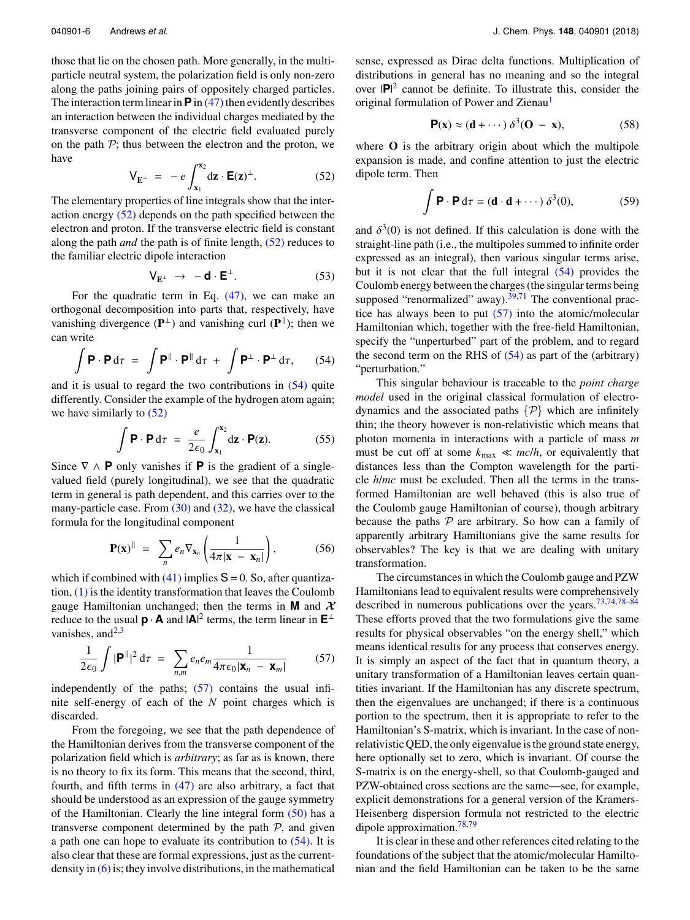those that lie on the chosen path. More generally, in the multi-particle neutral system, the polarization field is only non-zero along the paths joining pairs of oppositely charged particles. The interaction term linear in $\mathbf{P}$ in (47) then evidently describes an interaction between the individual charges mediated by the transverse component of the electric field evaluated purely on the path $\mathcal{P}$; thus between the electron and the proton, we have

$$\mathsf{V}_{\mathbf{E}^{\perp}} \;=\; -\,e\int_{\mathbf{x}_1}^{\mathbf{x}_2} \mathrm{d}\mathbf{z}\cdot\mathbf{E}(\mathbf{z})^{\perp}. \tag{52}$$

The elementary properties of line integrals show that the interaction energy (52) depends on the path specified between the electron and proton. If the transverse electric field is constant along the path *and* the path is of finite length, (52) reduces to the familiar electric dipole interaction

$$\mathsf{V}_{\mathbf{E}^{\perp}} \;\rightarrow\; -\,\mathbf{d}\cdot\mathbf{E}^{\perp}. \tag{53}$$

For the quadratic term in Eq. (47), we can make an orthogonal decomposition into parts that, respectively, have vanishing divergence ($\mathbf{P}^{\perp}$) and vanishing curl ($\mathbf{P}^{\parallel}$); then we can write

$$\int \mathbf{P}\cdot\mathbf{P}\,\mathrm{d}\tau \;=\; \int \mathbf{P}^{\parallel}\cdot\mathbf{P}^{\parallel}\,\mathrm{d}\tau \;+\; \int \mathbf{P}^{\perp}\cdot\mathbf{P}^{\perp}\,\mathrm{d}\tau, \tag{54}$$

and it is usual to regard the two contributions in (54) quite differently. Consider the example of the hydrogen atom again; we have similarly to (52)

$$\int \mathbf{P}\cdot\mathbf{P}\,\mathrm{d}\tau \;=\; \frac{e}{2\epsilon_0}\int_{\mathbf{x}_1}^{\mathbf{x}_2} \mathrm{d}\mathbf{z}\cdot\mathbf{P}(\mathbf{z}). \tag{55}$$

Since $\nabla\wedge\mathbf{P}$ only vanishes if $\mathbf{P}$ is the gradient of a single-valued field (purely longitudinal), we see that the quadratic term in general is path dependent, and this carries over to the many-particle case. From (30) and (32), we have the classical formula for the longitudinal component

$$\mathbf{P}(\mathbf{x})^{\parallel} \;=\; \sum_n e_n \nabla_{\mathbf{x}_n}\left(\frac{1}{4\pi|\mathbf{x}\;-\;\mathbf{x}_n|}\right), \tag{56}$$

which if combined with (41) implies $\mathsf{S} = 0$. So, after quantization, (1) is the identity transformation that leaves the Coulomb gauge Hamiltonian unchanged; then the terms in $\mathbf{M}$ and $\mathcal{X}$ reduce to the usual $\mathbf{p}\cdot\mathbf{A}$ and $|\mathbf{A}|^2$ terms, the term linear in $\mathbf{E}^{\perp}$ vanishes, and[2,3]

$$\frac{1}{2\epsilon_0}\int |\mathbf{P}^{\parallel}|^2\,\mathrm{d}\tau \;=\; \sum_{n,m} e_n e_m \frac{1}{4\pi\epsilon_0|\mathbf{x}_n\;-\;\mathbf{x}_m|} \tag{57}$$

independently of the paths; (57) contains the usual infinite self-energy of each of the $N$ point charges which is discarded.

From the foregoing, we see that the path dependence of the Hamiltonian derives from the transverse component of the polarization field which is *arbitrary*; as far as is known, there is no theory to fix its form. This means that the second, third, fourth, and fifth terms in (47) are also arbitrary, a fact that should be understood as an expression of the gauge symmetry of the Hamiltonian. Clearly the line integral form (50) has a transverse component determined by the path $\mathcal{P}$, and given a path one can hope to evaluate its contribution to (54). It is also clear that these are formal expressions, just as the current-density in (6) is; they involve distributions, in the mathematical sense, expressed as Dirac delta functions. Multiplication of distributions in general has no meaning and so the integral over $|\mathbf{P}|^2$ cannot be definite. To illustrate this, consider the original formulation of Power and Zienau[1]

$$\mathbf{P}(\mathbf{x}) \approx (\mathbf{d} + \cdots)\;\delta^3(\mathbf{O}\;-\;\mathbf{x}), \tag{58}$$

where $\mathbf{O}$ is the arbitrary origin about which the multipole expansion is made, and confine attention to just the electric dipole term. Then

$$\int \mathbf{P}\cdot\mathbf{P}\,\mathrm{d}\tau = (\mathbf{d}\cdot\mathbf{d} + \cdots)\;\delta^3(0), \tag{59}$$

and $\delta^3(0)$ is not defined. If this calculation is done with the straight-line path (i.e., the multipoles summed to infinite order expressed as an integral), then various singular terms arise, but it is not clear that the full integral (54) provides the Coulomb energy between the charges (the singular terms being supposed "renormalized" away).[39,71] The conventional practice has always been to put (57) into the atomic/molecular Hamiltonian which, together with the free-field Hamiltonian, specify the "unperturbed" part of the problem, and to regard the second term on the RHS of (54) as part of the (arbitrary) "perturbation."

This singular behaviour is traceable to the *point charge model* used in the original classical formulation of electrodynamics and the associated paths $\{\mathcal{P}\}$ which are infinitely thin; the theory however is non-relativistic which means that photon momenta in interactions with a particle of mass $m$ must be cut off at some $k_{\max} \ll mc/h$, or equivalently that distances less than the Compton wavelength for the particle $h/mc$ must be excluded. Then all the terms in the transformed Hamiltonian are well behaved (this is also true of the Coulomb gauge Hamiltonian of course), though arbitrary because the paths $\mathcal{P}$ are arbitrary. So how can a family of apparently arbitrary Hamiltonians give the same results for observables? The key is that we are dealing with unitary transformation.

The circumstances in which the Coulomb gauge and PZW Hamiltonians lead to equivalent results were comprehensively described in numerous publications over the years.[73,74,78–84] These efforts proved that the two formulations give the same results for physical observables "on the energy shell," which means identical results for any process that conserves energy. It is simply an aspect of the fact that in quantum theory, a unitary transformation of a Hamiltonian leaves certain quantities invariant. If the Hamiltonian has any discrete spectrum, then the eigenvalues are unchanged; if there is a continuous portion to the spectrum, then it is appropriate to refer to the Hamiltonian's S-matrix, which is invariant. In the case of non-relativistic QED, the only eigenvalue is the ground state energy, here optionally set to zero, which is invariant. Of course the S-matrix is on the energy-shell, so that Coulomb-gauged and PZW-obtained cross sections are the same—see, for example, explicit demonstrations for a general version of the Kramers-Heisenberg dispersion formula not restricted to the electric dipole approximation.[78,79]

It is clear in these and other references cited relating to the foundations of the subject that the atomic/molecular Hamiltonian and the field Hamiltonian can be taken to be the same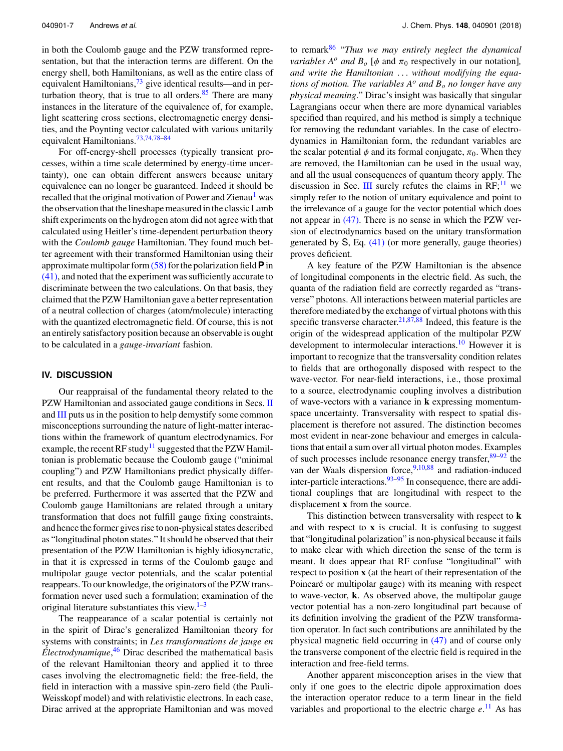in both the Coulomb gauge and the PZW transformed representation, but that the interaction terms are different. On the energy shell, both Hamiltonians, as well as the entire class of equivalent Hamiltonians,[73] give identical results—and in perturbation theory, that is true to all orders.[85] There are many instances in the literature of the equivalence of, for example, light scattering cross sections, electromagnetic energy densities, and the Poynting vector calculated with various unitarily equivalent Hamiltonians.[73,74,78–84]

For off-energy-shell processes (typically transient processes, within a time scale determined by energy-time uncertainty), one can obtain different answers because unitary equivalence can no longer be guaranteed. Indeed it should be recalled that the original motivation of Power and Zienau[1] was the observation that the lineshape measured in the classic Lamb shift experiments on the hydrogen atom did not agree with that calculated using Heitler's time-dependent perturbation theory with the *Coulomb gauge* Hamiltonian. They found much better agreement with their transformed Hamiltonian using their approximate multipolar form (58) for the polarization field $\mathbf{P}$ in (41), and noted that the experiment was sufficiently accurate to discriminate between the two calculations. On that basis, they claimed that the PZW Hamiltonian gave a better representation of a neutral collection of charges (atom/molecule) interacting with the quantized electromagnetic field. Of course, this is not an entirely satisfactory position because an observable is ought to be calculated in a *gauge-invariant* fashion.

## IV. DISCUSSION

Our reappraisal of the fundamental theory related to the PZW Hamiltonian and associated gauge conditions in Secs. II and III puts us in the position to help demystify some common misconceptions surrounding the nature of light-matter interactions within the framework of quantum electrodynamics. For example, the recent RF study[11] suggested that the PZW Hamiltonian is problematic because the Coulomb gauge ("minimal coupling") and PZW Hamiltonians predict physically different results, and that the Coulomb gauge Hamiltonian is to be preferred. Furthermore it was asserted that the PZW and Coulomb gauge Hamiltonians are related through a unitary transformation that does not fulfill gauge fixing constraints, and hence the former gives rise to non-physical states described as "longitudinal photon states." It should be observed that their presentation of the PZW Hamiltonian is highly idiosyncratic, in that it is expressed in terms of the Coulomb gauge and multipolar gauge vector potentials, and the scalar potential reappears. To our knowledge, the originators of the PZW transformation never used such a formulation; examination of the original literature substantiates this view.[1–3]

The reappearance of a scalar potential is certainly not in the spirit of Dirac's generalized Hamiltonian theory for systems with constraints; in *Les transformations de jauge en Électrodynamique*,[46] Dirac described the mathematical basis of the relevant Hamiltonian theory and applied it to three cases involving the electromagnetic field: the free-field, the field in interaction with a massive spin-zero field (the Pauli-Weisskopf model) and with relativistic electrons. In each case, Dirac arrived at the appropriate Hamiltonian and was moved to remark[86] "*Thus we may entirely neglect the dynamical variables $A^o$ and $B_o$* [$\phi$ and $\pi_0$ respectively in our notation]*, and write the Hamiltonian . . . without modifying the equations of motion. The variables $A^o$ and $B_o$ no longer have any physical meaning*." Dirac's insight was basically that singular Lagrangians occur when there are more dynamical variables specified than required, and his method is simply a technique for removing the redundant variables. In the case of electrodynamics in Hamiltonian form, the redundant variables are the scalar potential $\phi$ and its formal conjugate, $\pi_0$. When they are removed, the Hamiltonian can be used in the usual way, and all the usual consequences of quantum theory apply. The discussion in Sec. III surely refutes the claims in RF;[11] we simply refer to the notion of unitary equivalence and point to the irrelevance of a gauge for the vector potential which does not appear in (47). There is no sense in which the PZW version of electrodynamics based on the unitary transformation generated by $\mathsf{S}$, Eq. (41) (or more generally, gauge theories) proves deficient.

A key feature of the PZW Hamiltonian is the absence of longitudinal components in the electric field. As such, the quanta of the radiation field are correctly regarded as "transverse" photons. All interactions between material particles are therefore mediated by the exchange of virtual photons with this specific transverse character.[21,87,88] Indeed, this feature is the origin of the widespread application of the multipolar PZW development to intermolecular interactions.[10] However it is important to recognize that the transversality condition relates to fields that are orthogonally disposed with respect to the wave-vector. For near-field interactions, i.e., those proximal to a source, electrodynamic coupling involves a distribution of wave-vectors with a variance in $\mathbf{k}$ expressing momentum-space uncertainty. Transversality with respect to spatial displacement is therefore not assured. The distinction becomes most evident in near-zone behaviour and emerges in calculations that entail a sum over all virtual photon modes. Examples of such processes include resonance energy transfer,[89–92] the van der Waals dispersion force,[9,10,88] and radiation-induced inter-particle interactions.[93–95] In consequence, there are additional couplings that are longitudinal with respect to the displacement $\mathbf{x}$ from the source.

This distinction between transversality with respect to $\mathbf{k}$ and with respect to $\mathbf{x}$ is crucial. It is confusing to suggest that "longitudinal polarization" is non-physical because it fails to make clear with which direction the sense of the term is meant. It does appear that RF confuse "longitudinal" with respect to position $\mathbf{x}$ (at the heart of their representation of the Poincaré or multipolar gauge) with its meaning with respect to wave-vector, $\mathbf{k}$. As observed above, the multipolar gauge vector potential has a non-zero longitudinal part because of its definition involving the gradient of the PZW transformation operator. In fact such contributions are annihilated by the physical magnetic field occurring in (47) and of course only the transverse component of the electric field is required in the interaction and free-field terms.

Another apparent misconception arises in the view that only if one goes to the electric dipole approximation does the interaction operator reduce to a term linear in the field variables and proportional to the electric charge $e$.[11] As has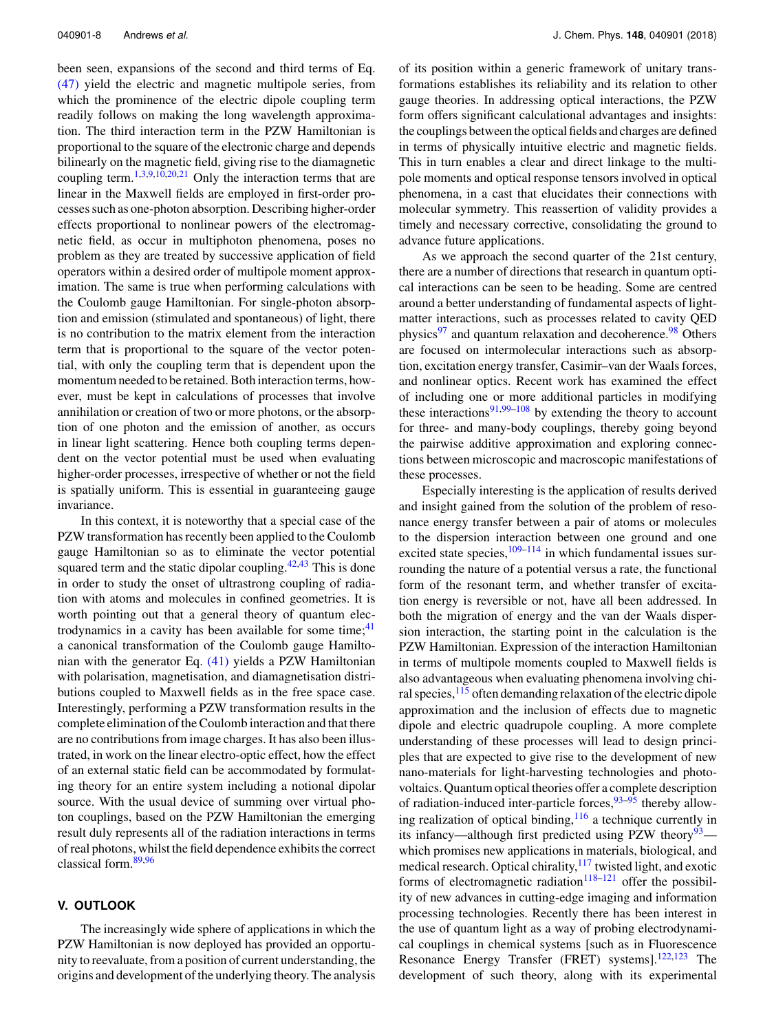been seen, expansions of the second and third terms of Eq. (47) yield the electric and magnetic multipole series, from which the prominence of the electric dipole coupling term readily follows on making the long wavelength approximation. The third interaction term in the PZW Hamiltonian is proportional to the square of the electronic charge and depends bilinearly on the magnetic field, giving rise to the diamagnetic coupling term.[1,3,9,10,20,21] Only the interaction terms that are linear in the Maxwell fields are employed in first-order processes such as one-photon absorption. Describing higher-order effects proportional to nonlinear powers of the electromagnetic field, as occur in multiphoton phenomena, poses no problem as they are treated by successive application of field operators within a desired order of multipole moment approximation. The same is true when performing calculations with the Coulomb gauge Hamiltonian. For single-photon absorption and emission (stimulated and spontaneous) of light, there is no contribution to the matrix element from the interaction term that is proportional to the square of the vector potential, with only the coupling term that is dependent upon the momentum needed to be retained. Both interaction terms, however, must be kept in calculations of processes that involve annihilation or creation of two or more photons, or the absorption of one photon and the emission of another, as occurs in linear light scattering. Hence both coupling terms dependent on the vector potential must be used when evaluating higher-order processes, irrespective of whether or not the field is spatially uniform. This is essential in guaranteeing gauge invariance.

In this context, it is noteworthy that a special case of the PZW transformation has recently been applied to the Coulomb gauge Hamiltonian so as to eliminate the vector potential squared term and the static dipolar coupling.[42,43] This is done in order to study the onset of ultrastrong coupling of radiation with atoms and molecules in confined geometries. It is worth pointing out that a general theory of quantum electrodynamics in a cavity has been available for some time;[41] a canonical transformation of the Coulomb gauge Hamiltonian with the generator Eq. (41) yields a PZW Hamiltonian with polarisation, magnetisation, and diamagnetisation distributions coupled to Maxwell fields as in the free space case. Interestingly, performing a PZW transformation results in the complete elimination of the Coulomb interaction and that there are no contributions from image charges. It has also been illustrated, in work on the linear electro-optic effect, how the effect of an external static field can be accommodated by formulating theory for an entire system including a notional dipolar source. With the usual device of summing over virtual photon couplings, based on the PZW Hamiltonian the emerging result duly represents all of the radiation interactions in terms of real photons, whilst the field dependence exhibits the correct classical form.[89,96]

## V. OUTLOOK

The increasingly wide sphere of applications in which the PZW Hamiltonian is now deployed has provided an opportunity to reevaluate, from a position of current understanding, the origins and development of the underlying theory. The analysis of its position within a generic framework of unitary transformations establishes its reliability and its relation to other gauge theories. In addressing optical interactions, the PZW form offers significant calculational advantages and insights: the couplings between the optical fields and charges are defined in terms of physically intuitive electric and magnetic fields. This in turn enables a clear and direct linkage to the multipole moments and optical response tensors involved in optical phenomena, in a cast that elucidates their connections with molecular symmetry. This reassertion of validity provides a timely and necessary corrective, consolidating the ground to advance future applications.

As we approach the second quarter of the 21st century, there are a number of directions that research in quantum optical interactions can be seen to be heading. Some are centred around a better understanding of fundamental aspects of light-matter interactions, such as processes related to cavity QED physics[97] and quantum relaxation and decoherence.[98] Others are focused on intermolecular interactions such as absorption, excitation energy transfer, Casimir–van der Waals forces, and nonlinear optics. Recent work has examined the effect of including one or more additional particles in modifying these interactions[91,99–108] by extending the theory to account for three- and many-body couplings, thereby going beyond the pairwise additive approximation and exploring connections between microscopic and macroscopic manifestations of these processes.

Especially interesting is the application of results derived and insight gained from the solution of the problem of resonance energy transfer between a pair of atoms or molecules to the dispersion interaction between one ground and one excited state species,[109–114] in which fundamental issues surrounding the nature of a potential versus a rate, the functional form of the resonant term, and whether transfer of excitation energy is reversible or not, have all been addressed. In both the migration of energy and the van der Waals dispersion interaction, the starting point in the calculation is the PZW Hamiltonian. Expression of the interaction Hamiltonian in terms of multipole moments coupled to Maxwell fields is also advantageous when evaluating phenomena involving chiral species,[115] often demanding relaxation of the electric dipole approximation and the inclusion of effects due to magnetic dipole and electric quadrupole coupling. A more complete understanding of these processes will lead to design principles that are expected to give rise to the development of new nano-materials for light-harvesting technologies and photovoltaics. Quantum optical theories offer a complete description of radiation-induced inter-particle forces,[93–95] thereby allowing realization of optical binding,[116] a technique currently in its infancy—although first predicted using PZW theory[93]—which promises new applications in materials, biological, and medical research. Optical chirality,[117] twisted light, and exotic forms of electromagnetic radiation[118–121] offer the possibility of new advances in cutting-edge imaging and information processing technologies. Recently there has been interest in the use of quantum light as a way of probing electrodynamical couplings in chemical systems [such as in Fluorescence Resonance Energy Transfer (FRET) systems].[122,123] The development of such theory, along with its experimental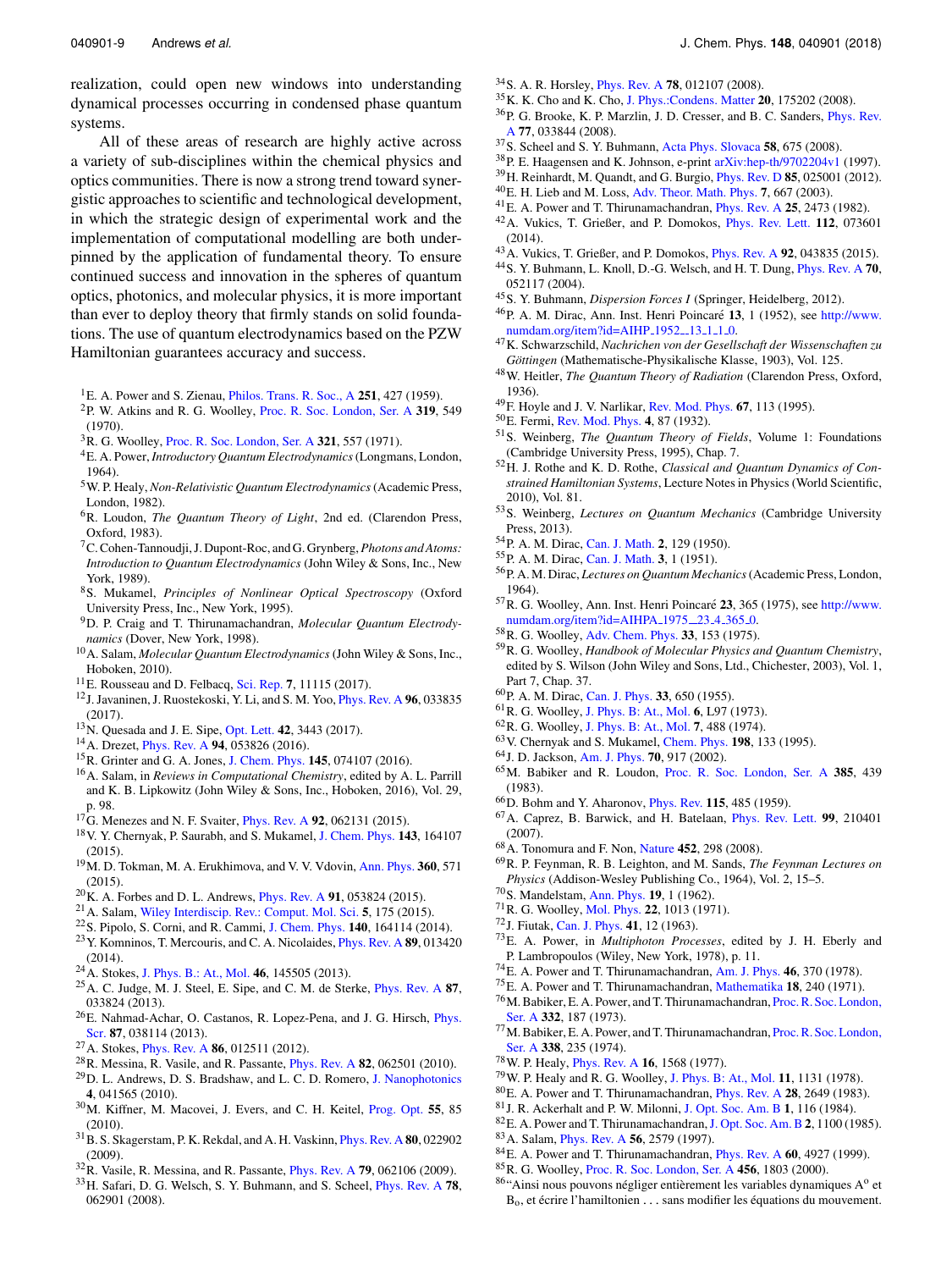realization, could open new windows into understanding dynamical processes occurring in condensed phase quantum systems.

All of these areas of research are highly active across a variety of sub-disciplines within the chemical physics and optics communities. There is now a strong trend toward synergistic approaches to scientific and technological development, in which the strategic design of experimental work and the implementation of computational modelling are both underpinned by the application of fundamental theory. To ensure continued success and innovation in the spheres of quantum optics, photonics, and molecular physics, it is more important than ever to deploy theory that firmly stands on solid foundations. The use of quantum electrodynamics based on the PZW Hamiltonian guarantees accuracy and success.

[1]E. A. Power and S. Zienau, Philos. Trans. R. Soc., A **251**, 427 (1959).
[2]P. W. Atkins and R. G. Woolley, Proc. R. Soc. London, Ser. A **319**, 549 (1970).
[3]R. G. Woolley, Proc. R. Soc. London, Ser. A **321**, 557 (1971).
[4]E. A. Power, *Introductory Quantum Electrodynamics* (Longmans, London, 1964).
[5]W. P. Healy, *Non-Relativistic Quantum Electrodynamics* (Academic Press, London, 1982).
[6]R. Loudon, *The Quantum Theory of Light*, 2nd ed. (Clarendon Press, Oxford, 1983).
[7]C. Cohen-Tannoudji, J. Dupont-Roc, and G. Grynberg, *Photons and Atoms: Introduction to Quantum Electrodynamics* (John Wiley & Sons, Inc., New York, 1989).
[8]S. Mukamel, *Principles of Nonlinear Optical Spectroscopy* (Oxford University Press, Inc., New York, 1995).
[9]D. P. Craig and T. Thirunamachandran, *Molecular Quantum Electrodynamics* (Dover, New York, 1998).
[10]A. Salam, *Molecular Quantum Electrodynamics* (John Wiley & Sons, Inc., Hoboken, 2010).
[11]E. Rousseau and D. Felbacq, Sci. Rep. **7**, 11115 (2017).
[12]J. Javanainen, J. Ruostekoski, Y. Li, and S. M. Yoo, Phys. Rev. A **96**, 033835 (2017).
[13]N. Quesada and J. E. Sipe, Opt. Lett. **42**, 3443 (2017).
[14]A. Drezet, Phys. Rev. A **94**, 053826 (2016).
[15]R. Grinter and G. A. Jones, J. Chem. Phys. **145**, 074107 (2016).
[16]A. Salam, in *Reviews in Computational Chemistry*, edited by A. L. Parrill and K. B. Lipkowitz (John Wiley & Sons, Inc., Hoboken, 2016), Vol. 29, p. 98.
[17]G. Menezes and N. F. Svaiter, Phys. Rev. A **92**, 062131 (2015).
[18]V. Y. Chernyak, P. Saurabh, and S. Mukamel, J. Chem. Phys. **143**, 164107 (2015).
[19]M. D. Tokman, M. A. Erukhimova, and V. V. Vdovin, Ann. Phys. **360**, 571 (2015).
[20]K. A. Forbes and D. L. Andrews, Phys. Rev. A **91**, 053824 (2015).
[21]A. Salam, Wiley Interdiscip. Rev.: Comput. Mol. Sci. **5**, 175 (2015).
[22]S. Pipolo, S. Corni, and R. Cammi, J. Chem. Phys. **140**, 164114 (2014).
[23]Y. Komninos, T. Mercouris, and C. A. Nicolaides, Phys. Rev. A **89**, 013420 (2014).
[24]A. Stokes, J. Phys. B.: At., Mol. **46**, 145505 (2013).
[25]A. C. Judge, M. J. Steel, E. Sipe, and C. M. de Sterke, Phys. Rev. A **87**, 033824 (2013).
[26]E. Nahmad-Achar, O. Castanos, R. Lopez-Pena, and J. G. Hirsch, Phys. Scr. **87**, 038114 (2013).
[27]A. Stokes, Phys. Rev. A **86**, 012511 (2012).
[28]R. Messina, R. Vasile, and R. Passante, Phys. Rev. A **82**, 062501 (2010).
[29]D. L. Andrews, D. S. Bradshaw, and L. C. D. Romero, J. Nanophotonics **4**, 041565 (2010).
[30]M. Kiffner, M. Macovei, J. Evers, and C. H. Keitel, Prog. Opt. **55**, 85 (2010).
[31]B. S. Skagerstam, P. K. Rekdal, and A. H. Vaskinn, Phys. Rev. A **80**, 022902 (2009).
[32]R. Vasile, R. Messina, and R. Passante, Phys. Rev. A **79**, 062106 (2009).
[33]H. Safari, D. G. Welsch, S. Y. Buhmann, and S. Scheel, Phys. Rev. A **78**, 062901 (2008).
[34]S. A. R. Horsley, Phys. Rev. A **78**, 012107 (2008).
[35]K. K. Cho and K. Cho, J. Phys.:Condens. Matter **20**, 175202 (2008).
[36]P. G. Brooke, K. P. Marzlin, J. D. Cresser, and B. C. Sanders, Phys. Rev. A **77**, 033844 (2008).
[37]S. Scheel and S. Y. Buhmann, Acta Phys. Slovaca **58**, 675 (2008).
[38]P. E. Haagensen and K. Johnson, e-print arXiv:hep-th/9702204v1 (1997).
[39]H. Reinhardt, M. Quandt, and G. Burgio, Phys. Rev. D **85**, 025001 (2012).
[40]E. H. Lieb and M. Loss, Adv. Theor. Math. Phys. **7**, 667 (2003).
[41]E. A. Power and T. Thirunamachandran, Phys. Rev. A **25**, 2473 (1982).
[42]A. Vukics, T. Grießer, and P. Domokos, Phys. Rev. Lett. **112**, 073601 (2014).
[43]A. Vukics, T. Grießer, and P. Domokos, Phys. Rev. A **92**, 043835 (2015).
[44]S. Y. Buhmann, L. Knoll, D.-G. Welsch, and H. T. Dung, Phys. Rev. A **70**, 052117 (2004).
[45]S. Y. Buhmann, *Dispersion Forces I* (Springer, Heidelberg, 2012).
[46]P. A. M. Dirac, Ann. Inst. Henri Poincaré **13**, 1 (1952), see http://www.numdam.org/item?id=AIHP_1952__13_1_1_0.
[47]K. Schwarzschild, *Nachrichen von der Gesellschaft der Wissenschaften zu Göttingen* (Mathematische-Physikalische Klasse, 1903), Vol. 125.
[48]W. Heitler, *The Quantum Theory of Radiation* (Clarendon Press, Oxford, 1936).
[49]F. Hoyle and J. V. Narlikar, Rev. Mod. Phys. **67**, 113 (1995).
[50]E. Fermi, Rev. Mod. Phys. **4**, 87 (1932).
[51]S. Weinberg, *The Quantum Theory of Fields*, Volume 1: Foundations (Cambridge University Press, 1995), Chap. 7.
[52]H. J. Rothe and K. D. Rothe, *Classical and Quantum Dynamics of Constrained Hamiltonian Systems*, Lecture Notes in Physics (World Scientific, 2010), Vol. 81.
[53]S. Weinberg, *Lectures on Quantum Mechanics* (Cambridge University Press, 2013).
[54]P. A. M. Dirac, Can. J. Math. **2**, 129 (1950).
[55]P. A. M. Dirac, Can. J. Math. **3**, 1 (1951).
[56]P. A. M. Dirac, *Lectures on Quantum Mechanics* (Academic Press, London, 1964).
[57]R. G. Woolley, Ann. Inst. Henri Poincaré **23**, 365 (1975), see http://www.numdam.org/item?id=AIHPA_1975__23_4_365_0.
[58]R. G. Woolley, Adv. Chem. Phys. **33**, 153 (1975).
[59]R. G. Woolley, *Handbook of Molecular Physics and Quantum Chemistry*, edited by S. Wilson (John Wiley and Sons, Ltd., Chichester, 2003), Vol. 1, Part 7, Chap. 37.
[60]P. A. M. Dirac, Can. J. Phys. **33**, 650 (1955).
[61]R. G. Woolley, J. Phys. B: At., Mol. **6**, L97 (1973).
[62]R. G. Woolley, J. Phys. B: At., Mol. **7**, 488 (1974).
[63]V. Chernyak and S. Mukamel, Chem. Phys. **198**, 133 (1995).
[64]J. D. Jackson, Am. J. Phys. **70**, 917 (2002).
[65]M. Babiker and R. Loudon, Proc. R. Soc. London, Ser. A **385**, 439 (1983).
[66]D. Bohm and Y. Aharonov, Phys. Rev. **115**, 485 (1959).
[67]A. Caprez, B. Barwick, and H. Batelaan, Phys. Rev. Lett. **99**, 210401 (2007).
[68]A. Tonomura and F. Non, Nature **452**, 298 (2008).
[69]R. P. Feynman, R. B. Leighton, and M. Sands, *The Feynman Lectures on Physics* (Addison-Wesley Publishing Co., 1964), Vol. 2, 15–5.
[70]S. Mandelstam, Ann. Phys. **19**, 1 (1962).
[71]R. G. Woolley, Mol. Phys. **22**, 1013 (1971).
[72]J. Fiutak, Can. J. Phys. **41**, 12 (1963).
[73]E. A. Power, in *Multiphoton Processes*, edited by J. H. Eberly and P. Lambropoulos (Wiley, New York, 1978), p. 11.
[74]E. A. Power and T. Thirunamachandran, Am. J. Phys. **46**, 370 (1978).
[75]E. A. Power and T. Thirunamachandran, Mathematika **18**, 240 (1971).
[76]M. Babiker, E. A. Power, and T. Thirunamachandran, Proc. R. Soc. London, Ser. A **332**, 187 (1973).
[77]M. Babiker, E. A. Power, and T. Thirunamachandran, Proc. R. Soc. London, Ser. A **338**, 235 (1974).
[78]W. P. Healy, Phys. Rev. A **16**, 1568 (1977).
[79]W. P. Healy and R. G. Woolley, J. Phys. B: At., Mol. **11**, 1131 (1978).
[80]E. A. Power and T. Thirunamachandran, Phys. Rev. A **28**, 2649 (1983).
[81]J. R. Ackerhalt and P. W. Milonni, J. Opt. Soc. Am. B **1**, 116 (1984).
[82]E. A. Power and T. Thirunamachandran, J. Opt. Soc. Am. B **2**, 1100 (1985).
[83]A. Salam, Phys. Rev. A **56**, 2579 (1997).
[84]E. A. Power and T. Thirunamachandran, Phys. Rev. A **60**, 4927 (1999).
[85]R. G. Woolley, Proc. R. Soc. London, Ser. A **456**, 1803 (2000).
[86]"Ainsi nous pouvons négliger entièrement les variables dynamiques $A^o$ et $B_o$, et écrire l'hamiltonien . . . sans modifier les équations du mouvement.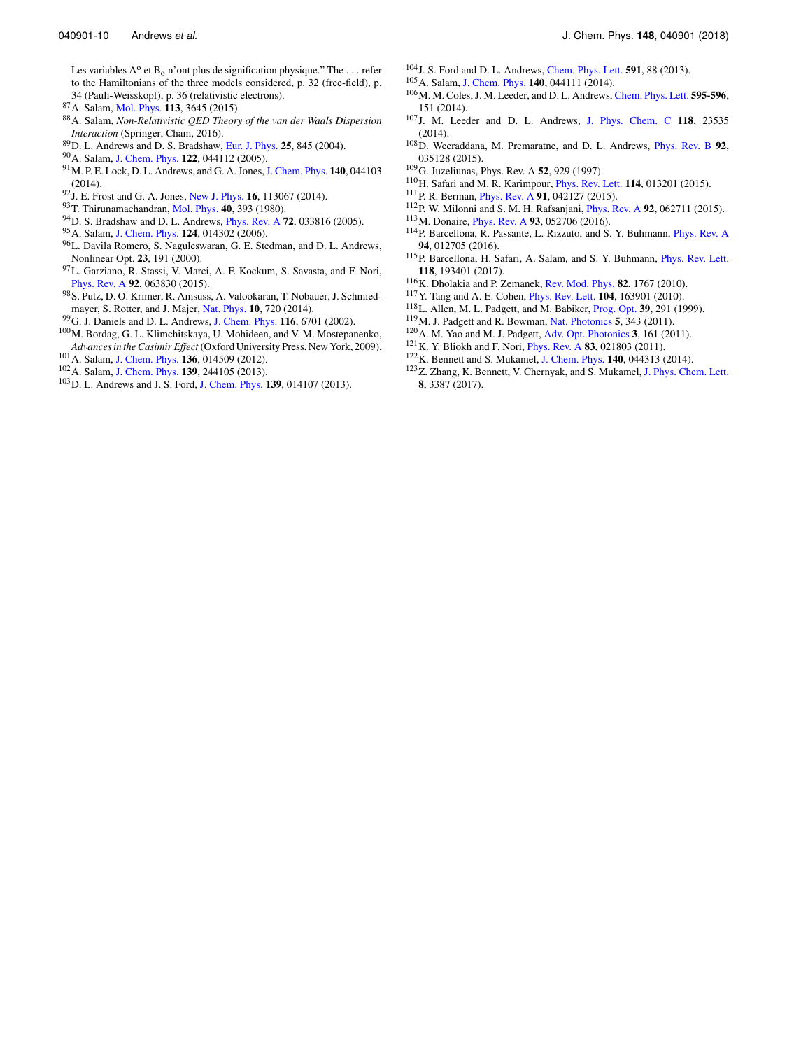Les variables $A^o$ et $B_o$ n'ont plus de signification physique." The . . . refer to the Hamiltonians of the three models considered, p. 32 (free-field), p. 34 (Pauli-Weisskopf), p. 36 (relativistic electrons).

[87] A. Salam, Mol. Phys. **113**, 3645 (2015).

[88] A. Salam, *Non-Relativistic QED Theory of the van der Waals Dispersion Interaction* (Springer, Cham, 2016).

[89] D. L. Andrews and D. S. Bradshaw, Eur. J. Phys. **25**, 845 (2004).

[90] A. Salam, J. Chem. Phys. **122**, 044112 (2005).

[91] M. P. E. Lock, D. L. Andrews, and G. A. Jones, J. Chem. Phys. **140**, 044103 (2014).

[92] J. E. Frost and G. A. Jones, New J. Phys. **16**, 113067 (2014).

[93] T. Thirunamachandran, Mol. Phys. **40**, 393 (1980).

[94] D. S. Bradshaw and D. L. Andrews, Phys. Rev. A **72**, 033816 (2005).

[95] A. Salam, J. Chem. Phys. **124**, 014302 (2006).

[96] L. Davila Romero, S. Naguleswaran, G. E. Stedman, and D. L. Andrews, Nonlinear Opt. **23**, 191 (2000).

[97] L. Garziano, R. Stassi, V. Marci, A. F. Kockum, S. Savasta, and F. Nori, Phys. Rev. A **92**, 063830 (2015).

[98] S. Putz, D. O. Krimer, R. Amsuss, A. Valookaran, T. Nobauer, J. Schmiedmayer, S. Rotter, and J. Majer, Nat. Phys. **10**, 720 (2014).

[99] G. J. Daniels and D. L. Andrews, J. Chem. Phys. **116**, 6701 (2002).

[100] M. Bordag, G. L. Klimchitskaya, U. Mohideen, and V. M. Mostepanenko, *Advances in the Casimir Effect* (Oxford University Press, New York, 2009).

[101] A. Salam, J. Chem. Phys. **136**, 014509 (2012).

[102] A. Salam, J. Chem. Phys. **139**, 244105 (2013).

[103] D. L. Andrews and J. S. Ford, J. Chem. Phys. **139**, 014107 (2013).

[104] J. S. Ford and D. L. Andrews, Chem. Phys. Lett. **591**, 88 (2013).

[105] A. Salam, J. Chem. Phys. **140**, 044111 (2014).

[106] M. M. Coles, J. M. Leeder, and D. L. Andrews, Chem. Phys. Lett. **595-596**, 151 (2014).

[107] J. M. Leeder and D. L. Andrews, J. Phys. Chem. C **118**, 23535 (2014).

[108] D. Weeraddana, M. Premaratne, and D. L. Andrews, Phys. Rev. B **92**, 035128 (2015).

[109] G. Juzeliunas, Phys. Rev. A **52**, 929 (1997).

[110] H. Safari and M. R. Karimpour, Phys. Rev. Lett. **114**, 013201 (2015).

[111] P. R. Berman, Phys. Rev. A **91**, 042127 (2015).

[112] P. W. Milonni and S. M. H. Rafsanjani, Phys. Rev. A **92**, 062711 (2015).

[113] M. Donaire, Phys. Rev. A **93**, 052706 (2016).

[114] P. Barcellona, R. Passante, L. Rizzuto, and S. Y. Buhmann, Phys. Rev. A **94**, 012705 (2016).

[115] P. Barcellona, H. Safari, A. Salam, and S. Y. Buhmann, Phys. Rev. Lett. **118**, 193401 (2017).

[116] K. Dholakia and P. Zemanek, Rev. Mod. Phys. **82**, 1767 (2010).

[117] Y. Tang and A. E. Cohen, Phys. Rev. Lett. **104**, 163901 (2010).

[118] L. Allen, M. L. Padgett, and M. Babiker, Prog. Opt. **39**, 291 (1999).

[119] M. J. Padgett and R. Bowman, Nat. Photonics **5**, 343 (2011).

[120] A. M. Yao and M. J. Padgett, Adv. Opt. Photonics **3**, 161 (2011).

[121] K. Y. Bliokh and F. Nori, Phys. Rev. A **83**, 021803 (2011).

[122] K. Bennett and S. Mukamel, J. Chem. Phys. **140**, 044313 (2014).

[123] Z. Zhang, K. Bennett, V. Chernyak, and S. Mukamel, J. Phys. Chem. Lett. **8**, 3387 (2017).